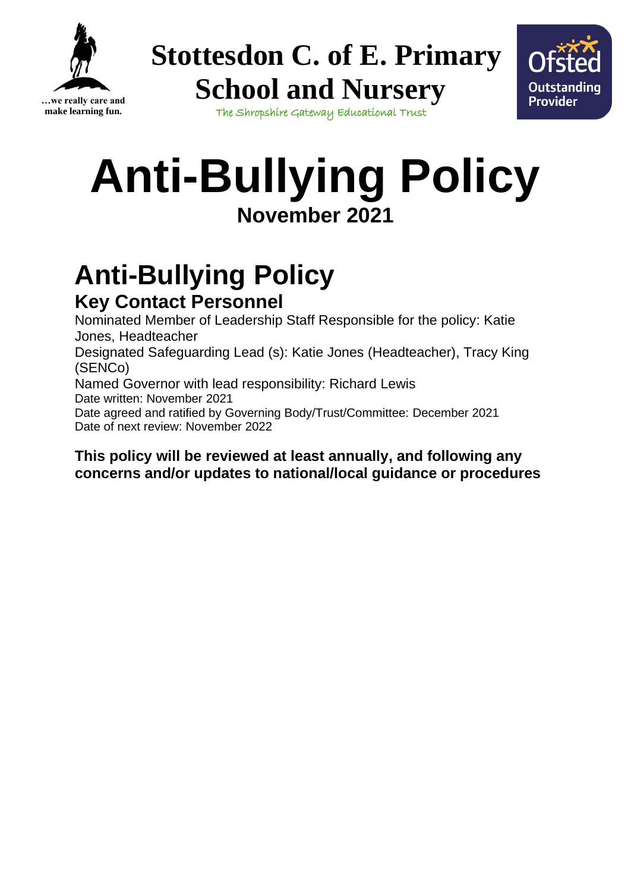…we really care and make learning fun.

# Stottesdon C. of E. Primary School and Nursery

The Shropshire Gateway Educational Trust

Ofsted Outstanding Provider

# Anti-Bullying Policy

**November 2021**

# Anti-Bullying Policy

## Key Contact Personnel

Nominated Member of Leadership Staff Responsible for the policy: Katie Jones, Headteacher

Designated Safeguarding Lead (s): Katie Jones (Headteacher), Tracy King (SENCo)

Named Governor with lead responsibility: Richard Lewis

Date written: November 2021

Date agreed and ratified by Governing Body/Trust/Committee: December 2021

Date of next review: November 2022

**This policy will be reviewed at least annually, and following any concerns and/or updates to national/local guidance or procedures**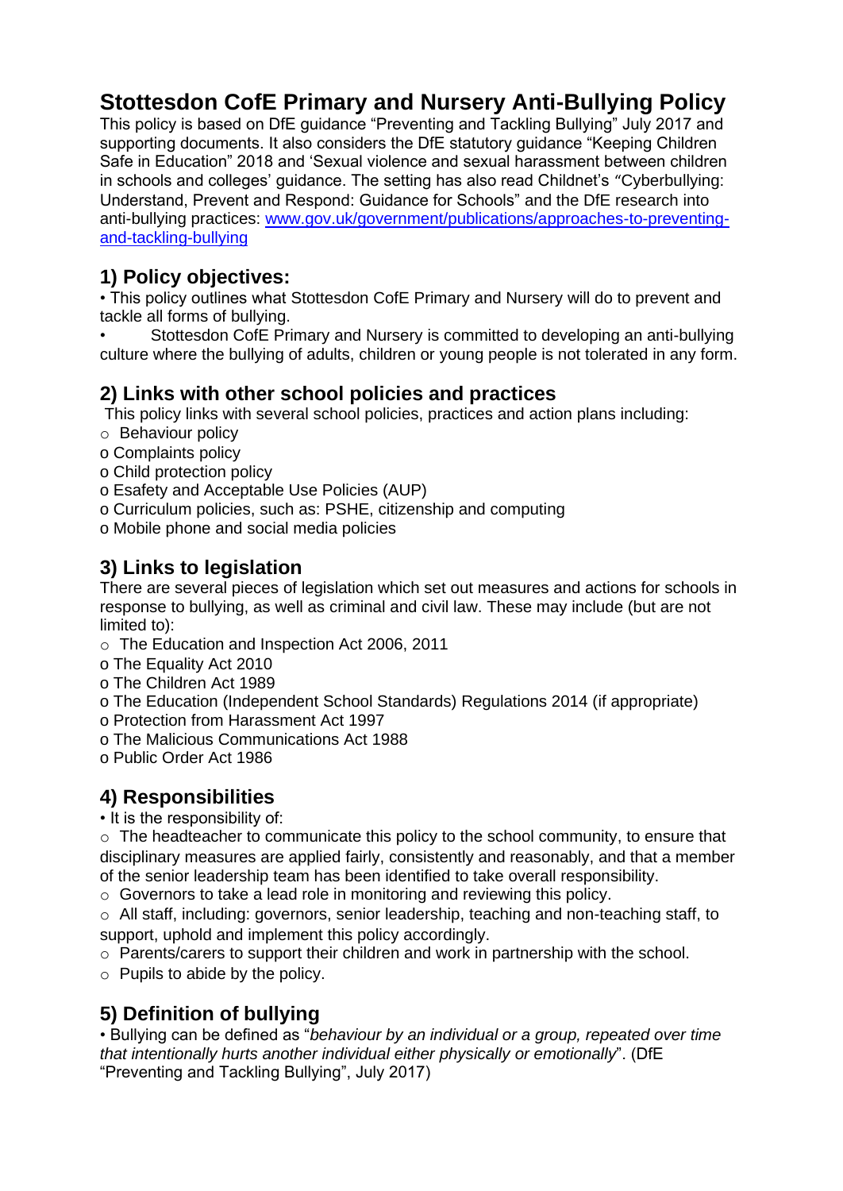# Stottesdon CofE Primary and Nursery Anti-Bullying Policy

This policy is based on DfE guidance "Preventing and Tackling Bullying" July 2017 and supporting documents. It also considers the DfE statutory guidance "Keeping Children Safe in Education" 2018 and 'Sexual violence and sexual harassment between children in schools and colleges' guidance. The setting has also read Childnet's "Cyberbullying: Understand, Prevent and Respond: Guidance for Schools" and the DfE research into anti-bullying practices: [www.gov.uk/government/publications/approaches-to-preventing-and-tackling-bullying](www.gov.uk/government/publications/approaches-to-preventing-and-tackling-bullying)

## 1) Policy objectives:

- This policy outlines what Stottesdon CofE Primary and Nursery will do to prevent and tackle all forms of bullying.
- Stottesdon CofE Primary and Nursery is committed to developing an anti-bullying culture where the bullying of adults, children or young people is not tolerated in any form.

## 2) Links with other school policies and practices

This policy links with several school policies, practices and action plans including:

- Behaviour policy
- Complaints policy
- Child protection policy
- Esafety and Acceptable Use Policies (AUP)
- Curriculum policies, such as: PSHE, citizenship and computing
- Mobile phone and social media policies

## 3) Links to legislation

There are several pieces of legislation which set out measures and actions for schools in response to bullying, as well as criminal and civil law. These may include (but are not limited to):

- The Education and Inspection Act 2006, 2011
- The Equality Act 2010
- The Children Act 1989
- The Education (Independent School Standards) Regulations 2014 (if appropriate)
- Protection from Harassment Act 1997
- The Malicious Communications Act 1988
- Public Order Act 1986

## 4) Responsibilities

- It is the responsibility of:
  - The headteacher to communicate this policy to the school community, to ensure that disciplinary measures are applied fairly, consistently and reasonably, and that a member of the senior leadership team has been identified to take overall responsibility.
  - Governors to take a lead role in monitoring and reviewing this policy.
  - All staff, including: governors, senior leadership, teaching and non-teaching staff, to support, uphold and implement this policy accordingly.
  - Parents/carers to support their children and work in partnership with the school.
  - Pupils to abide by the policy.

## 5) Definition of bullying

- Bullying can be defined as "*behaviour by an individual or a group, repeated over time that intentionally hurts another individual either physically or emotionally*". (DfE "Preventing and Tackling Bullying", July 2017)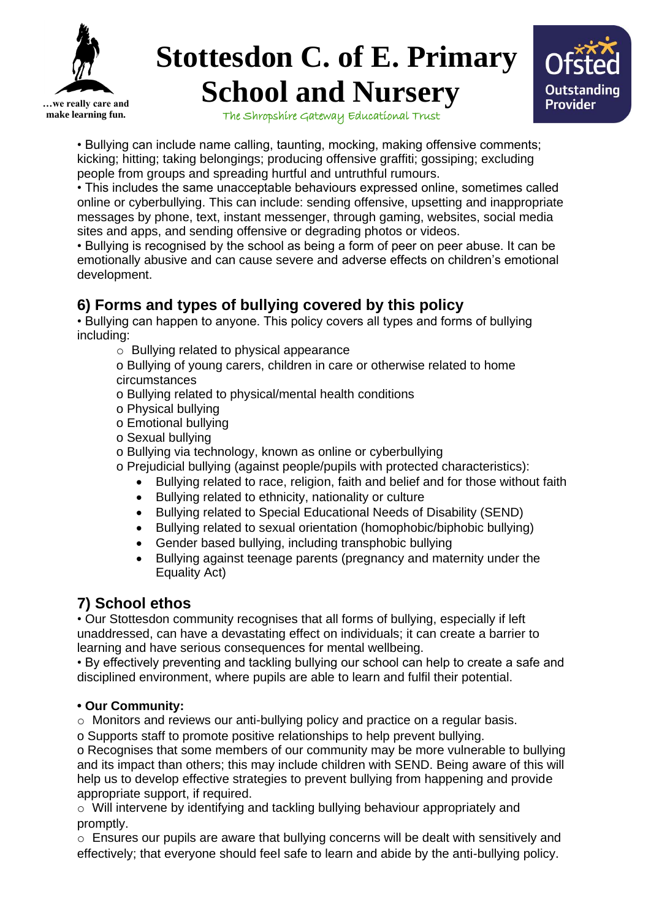• Bullying can include name calling, taunting, mocking, making offensive comments; kicking; hitting; taking belongings; producing offensive graffiti; gossiping; excluding people from groups and spreading hurtful and untruthful rumours.
• This includes the same unacceptable behaviours expressed online, sometimes called online or cyberbullying. This can include: sending offensive, upsetting and inappropriate messages by phone, text, instant messenger, through gaming, websites, social media sites and apps, and sending offensive or degrading photos or videos.
• Bullying is recognised by the school as being a form of peer on peer abuse. It can be emotionally abusive and can cause severe and adverse effects on children's emotional development.

## 6) Forms and types of bullying covered by this policy

• Bullying can happen to anyone. This policy covers all types and forms of bullying including:

- Bullying related to physical appearance
- Bullying of young carers, children in care or otherwise related to home circumstances
- Bullying related to physical/mental health conditions
- Physical bullying
- Emotional bullying
- Sexual bullying
- Bullying via technology, known as online or cyberbullying
- Prejudicial bullying (against people/pupils with protected characteristics):
  - Bullying related to race, religion, faith and belief and for those without faith
  - Bullying related to ethnicity, nationality or culture
  - Bullying related to Special Educational Needs of Disability (SEND)
  - Bullying related to sexual orientation (homophobic/biphobic bullying)
  - Gender based bullying, including transphobic bullying
  - Bullying against teenage parents (pregnancy and maternity under the Equality Act)

## 7) School ethos

• Our Stottesdon community recognises that all forms of bullying, especially if left unaddressed, can have a devastating effect on individuals; it can create a barrier to learning and have serious consequences for mental wellbeing.
• By effectively preventing and tackling bullying our school can help to create a safe and disciplined environment, where pupils are able to learn and fulfil their potential.

**• Our Community:**

- Monitors and reviews our anti-bullying policy and practice on a regular basis.
- Supports staff to promote positive relationships to help prevent bullying.
- Recognises that some members of our community may be more vulnerable to bullying and its impact than others; this may include children with SEND. Being aware of this will help us to develop effective strategies to prevent bullying from happening and provide appropriate support, if required.
- Will intervene by identifying and tackling bullying behaviour appropriately and promptly.
- Ensures our pupils are aware that bullying concerns will be dealt with sensitively and effectively; that everyone should feel safe to learn and abide by the anti-bullying policy.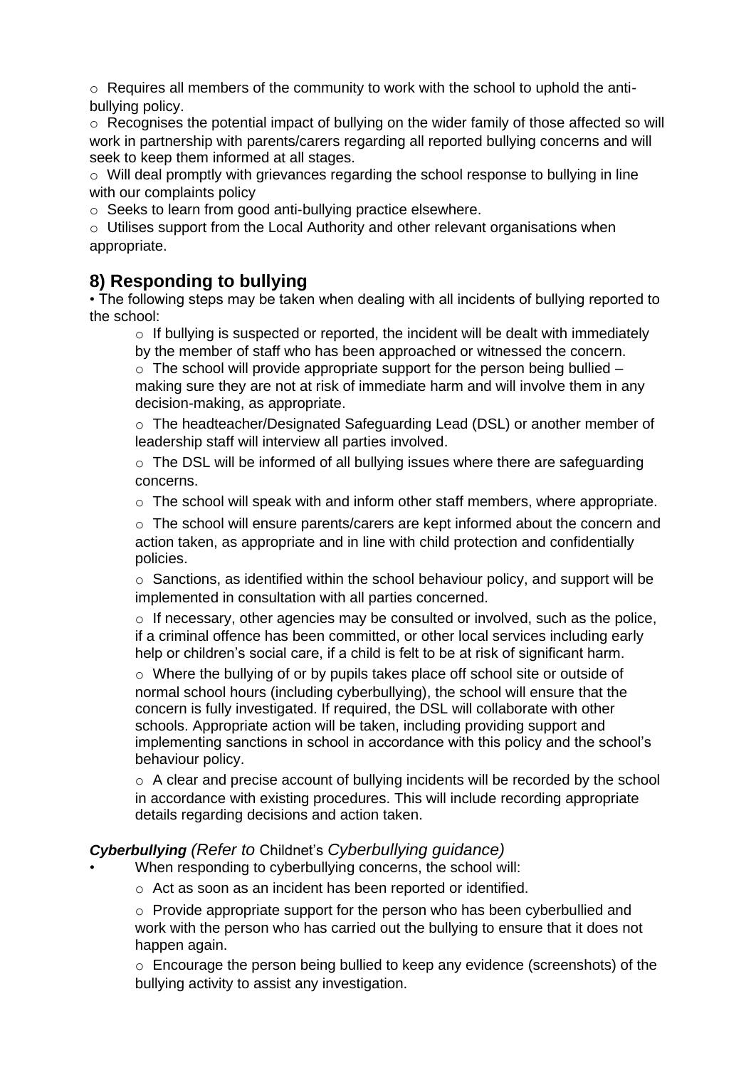- Requires all members of the community to work with the school to uphold the anti-bullying policy.
- Recognises the potential impact of bullying on the wider family of those affected so will work in partnership with parents/carers regarding all reported bullying concerns and will seek to keep them informed at all stages.
- Will deal promptly with grievances regarding the school response to bullying in line with our complaints policy
- Seeks to learn from good anti-bullying practice elsewhere.
- Utilises support from the Local Authority and other relevant organisations when appropriate.

## 8) Responding to bullying

- The following steps may be taken when dealing with all incidents of bullying reported to the school:
  - If bullying is suspected or reported, the incident will be dealt with immediately by the member of staff who has been approached or witnessed the concern.
  - The school will provide appropriate support for the person being bullied – making sure they are not at risk of immediate harm and will involve them in any decision-making, as appropriate.
  - The headteacher/Designated Safeguarding Lead (DSL) or another member of leadership staff will interview all parties involved.
  - The DSL will be informed of all bullying issues where there are safeguarding concerns.
  - The school will speak with and inform other staff members, where appropriate.
  - The school will ensure parents/carers are kept informed about the concern and action taken, as appropriate and in line with child protection and confidentially policies.
  - Sanctions, as identified within the school behaviour policy, and support will be implemented in consultation with all parties concerned.
  - If necessary, other agencies may be consulted or involved, such as the police, if a criminal offence has been committed, or other local services including early help or children's social care, if a child is felt to be at risk of significant harm.
  - Where the bullying of or by pupils takes place off school site or outside of normal school hours (including cyberbullying), the school will ensure that the concern is fully investigated. If required, the DSL will collaborate with other schools. Appropriate action will be taken, including providing support and implementing sanctions in school in accordance with this policy and the school's behaviour policy.
  - A clear and precise account of bullying incidents will be recorded by the school in accordance with existing procedures. This will include recording appropriate details regarding decisions and action taken.

***Cyberbullying*** *(Refer to* Childnet's *Cyberbullying guidance)*

- When responding to cyberbullying concerns, the school will:
  - Act as soon as an incident has been reported or identified.
  - Provide appropriate support for the person who has been cyberbullied and work with the person who has carried out the bullying to ensure that it does not happen again.
  - Encourage the person being bullied to keep any evidence (screenshots) of the bullying activity to assist any investigation.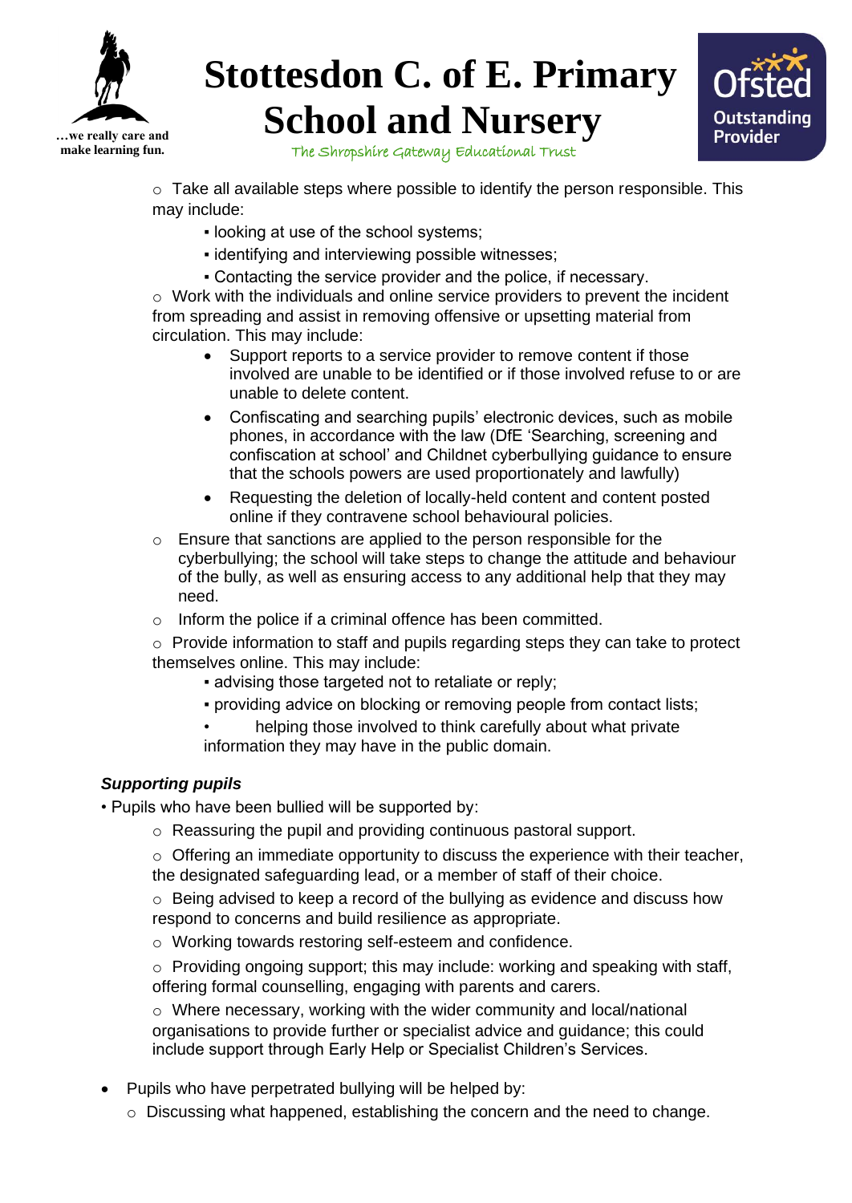- Take all available steps where possible to identify the person responsible. This may include:
  - looking at use of the school systems;
  - identifying and interviewing possible witnesses;
  - Contacting the service provider and the police, if necessary.
- Work with the individuals and online service providers to prevent the incident from spreading and assist in removing offensive or upsetting material from circulation. This may include:
  - Support reports to a service provider to remove content if those involved are unable to be identified or if those involved refuse to or are unable to delete content.
  - Confiscating and searching pupils' electronic devices, such as mobile phones, in accordance with the law (DfE 'Searching, screening and confiscation at school' and Childnet cyberbullying guidance to ensure that the schools powers are used proportionately and lawfully)
  - Requesting the deletion of locally-held content and content posted online if they contravene school behavioural policies.
- Ensure that sanctions are applied to the person responsible for the cyberbullying; the school will take steps to change the attitude and behaviour of the bully, as well as ensuring access to any additional help that they may need.
- Inform the police if a criminal offence has been committed.
- Provide information to staff and pupils regarding steps they can take to protect themselves online. This may include:
  - advising those targeted not to retaliate or reply;
  - providing advice on blocking or removing people from contact lists;
  - helping those involved to think carefully about what private information they may have in the public domain.

***Supporting pupils***

- Pupils who have been bullied will be supported by:
  - Reassuring the pupil and providing continuous pastoral support.
  - Offering an immediate opportunity to discuss the experience with their teacher, the designated safeguarding lead, or a member of staff of their choice.
  - Being advised to keep a record of the bullying as evidence and discuss how respond to concerns and build resilience as appropriate.
  - Working towards restoring self-esteem and confidence.
  - Providing ongoing support; this may include: working and speaking with staff, offering formal counselling, engaging with parents and carers.
  - Where necessary, working with the wider community and local/national organisations to provide further or specialist advice and guidance; this could include support through Early Help or Specialist Children's Services.

- Pupils who have perpetrated bullying will be helped by:
  - Discussing what happened, establishing the concern and the need to change.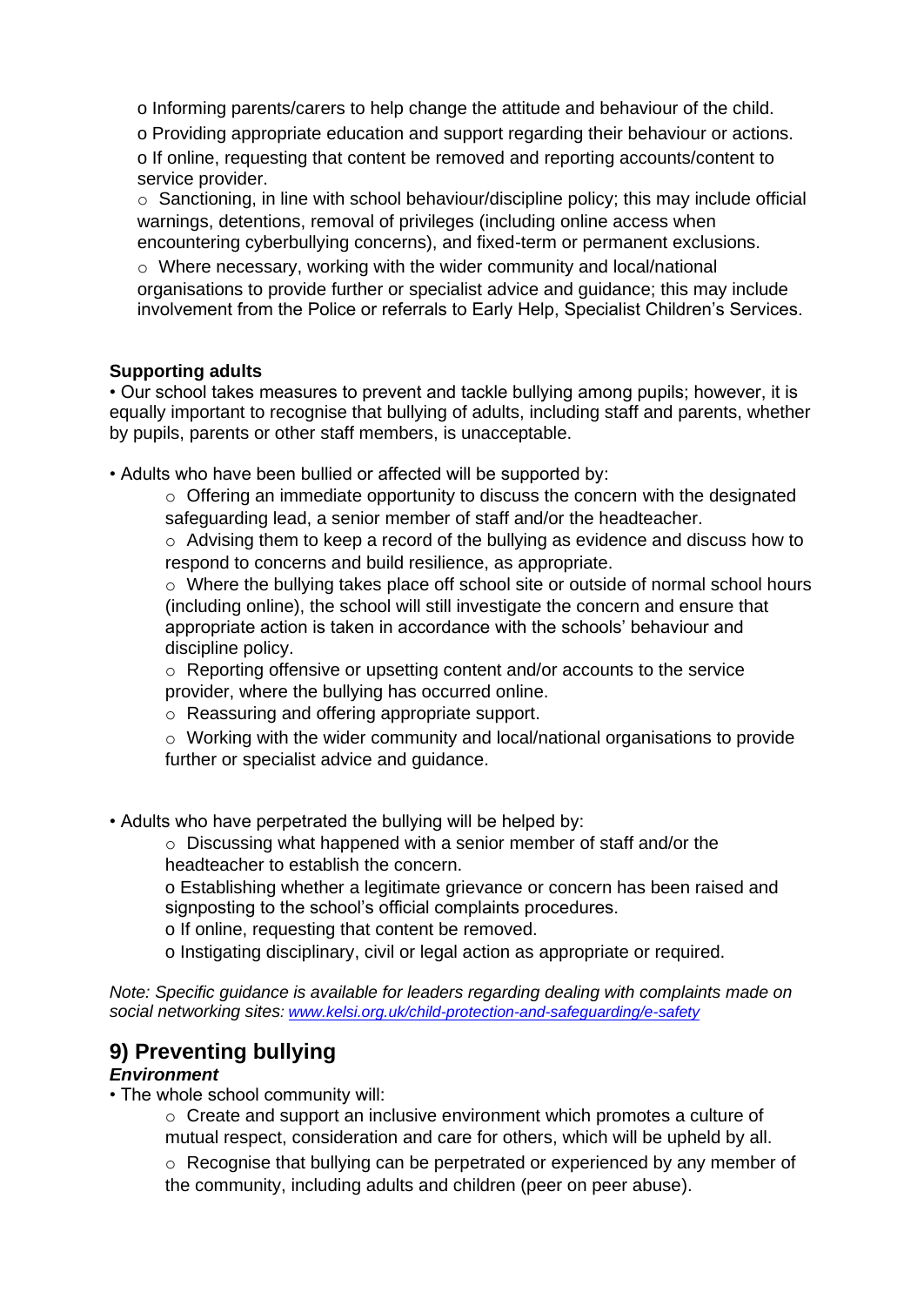- Informing parents/carers to help change the attitude and behaviour of the child.
- Providing appropriate education and support regarding their behaviour or actions.
- If online, requesting that content be removed and reporting accounts/content to service provider.
- Sanctioning, in line with school behaviour/discipline policy; this may include official warnings, detentions, removal of privileges (including online access when encountering cyberbullying concerns), and fixed-term or permanent exclusions.
- Where necessary, working with the wider community and local/national organisations to provide further or specialist advice and guidance; this may include involvement from the Police or referrals to Early Help, Specialist Children's Services.

**Supporting adults**

- Our school takes measures to prevent and tackle bullying among pupils; however, it is equally important to recognise that bullying of adults, including staff and parents, whether by pupils, parents or other staff members, is unacceptable.

- Adults who have been bullied or affected will be supported by:
  - Offering an immediate opportunity to discuss the concern with the designated safeguarding lead, a senior member of staff and/or the headteacher.
  - Advising them to keep a record of the bullying as evidence and discuss how to respond to concerns and build resilience, as appropriate.
  - Where the bullying takes place off school site or outside of normal school hours (including online), the school will still investigate the concern and ensure that appropriate action is taken in accordance with the schools' behaviour and discipline policy.
  - Reporting offensive or upsetting content and/or accounts to the service provider, where the bullying has occurred online.
  - Reassuring and offering appropriate support.
  - Working with the wider community and local/national organisations to provide further or specialist advice and guidance.

- Adults who have perpetrated the bullying will be helped by:
  - Discussing what happened with a senior member of staff and/or the headteacher to establish the concern.
  - Establishing whether a legitimate grievance or concern has been raised and signposting to the school's official complaints procedures.
  - If online, requesting that content be removed.
  - Instigating disciplinary, civil or legal action as appropriate or required.

*Note: Specific guidance is available for leaders regarding dealing with complaints made on social networking sites: [www.kelsi.org.uk/child-protection-and-safeguarding/e-safety](www.kelsi.org.uk/child-protection-and-safeguarding/e-safety)*

## 9) Preventing bullying

***Environment***

- The whole school community will:
  - Create and support an inclusive environment which promotes a culture of mutual respect, consideration and care for others, which will be upheld by all.
  - Recognise that bullying can be perpetrated or experienced by any member of the community, including adults and children (peer on peer abuse).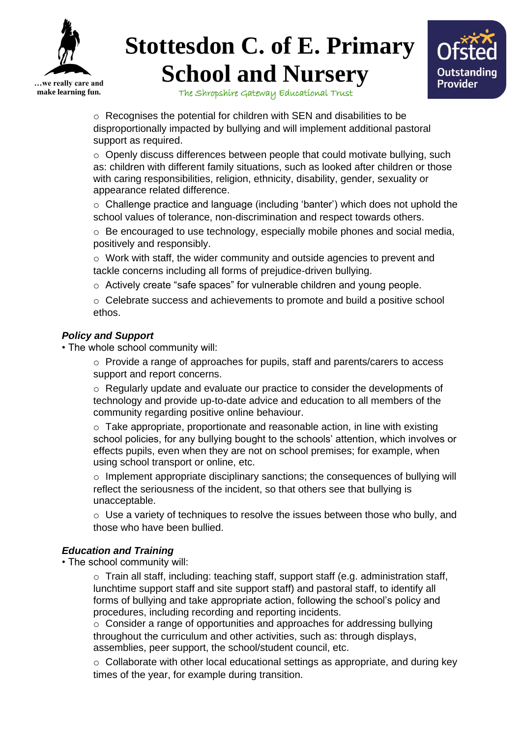- Recognises the potential for children with SEN and disabilities to be disproportionally impacted by bullying and will implement additional pastoral support as required.
- Openly discuss differences between people that could motivate bullying, such as: children with different family situations, such as looked after children or those with caring responsibilities, religion, ethnicity, disability, gender, sexuality or appearance related difference.
- Challenge practice and language (including 'banter') which does not uphold the school values of tolerance, non-discrimination and respect towards others.
- Be encouraged to use technology, especially mobile phones and social media, positively and responsibly.
- Work with staff, the wider community and outside agencies to prevent and tackle concerns including all forms of prejudice-driven bullying.
- Actively create "safe spaces" for vulnerable children and young people.
- Celebrate success and achievements to promote and build a positive school ethos.

***Policy and Support***

- The whole school community will:
  - Provide a range of approaches for pupils, staff and parents/carers to access support and report concerns.
  - Regularly update and evaluate our practice to consider the developments of technology and provide up-to-date advice and education to all members of the community regarding positive online behaviour.
  - Take appropriate, proportionate and reasonable action, in line with existing school policies, for any bullying bought to the schools' attention, which involves or effects pupils, even when they are not on school premises; for example, when using school transport or online, etc.
  - Implement appropriate disciplinary sanctions; the consequences of bullying will reflect the seriousness of the incident, so that others see that bullying is unacceptable.
  - Use a variety of techniques to resolve the issues between those who bully, and those who have been bullied.

***Education and Training***

- The school community will:
  - Train all staff, including: teaching staff, support staff (e.g. administration staff, lunchtime support staff and site support staff) and pastoral staff, to identify all forms of bullying and take appropriate action, following the school's policy and procedures, including recording and reporting incidents.
  - Consider a range of opportunities and approaches for addressing bullying throughout the curriculum and other activities, such as: through displays, assemblies, peer support, the school/student council, etc.
  - Collaborate with other local educational settings as appropriate, and during key times of the year, for example during transition.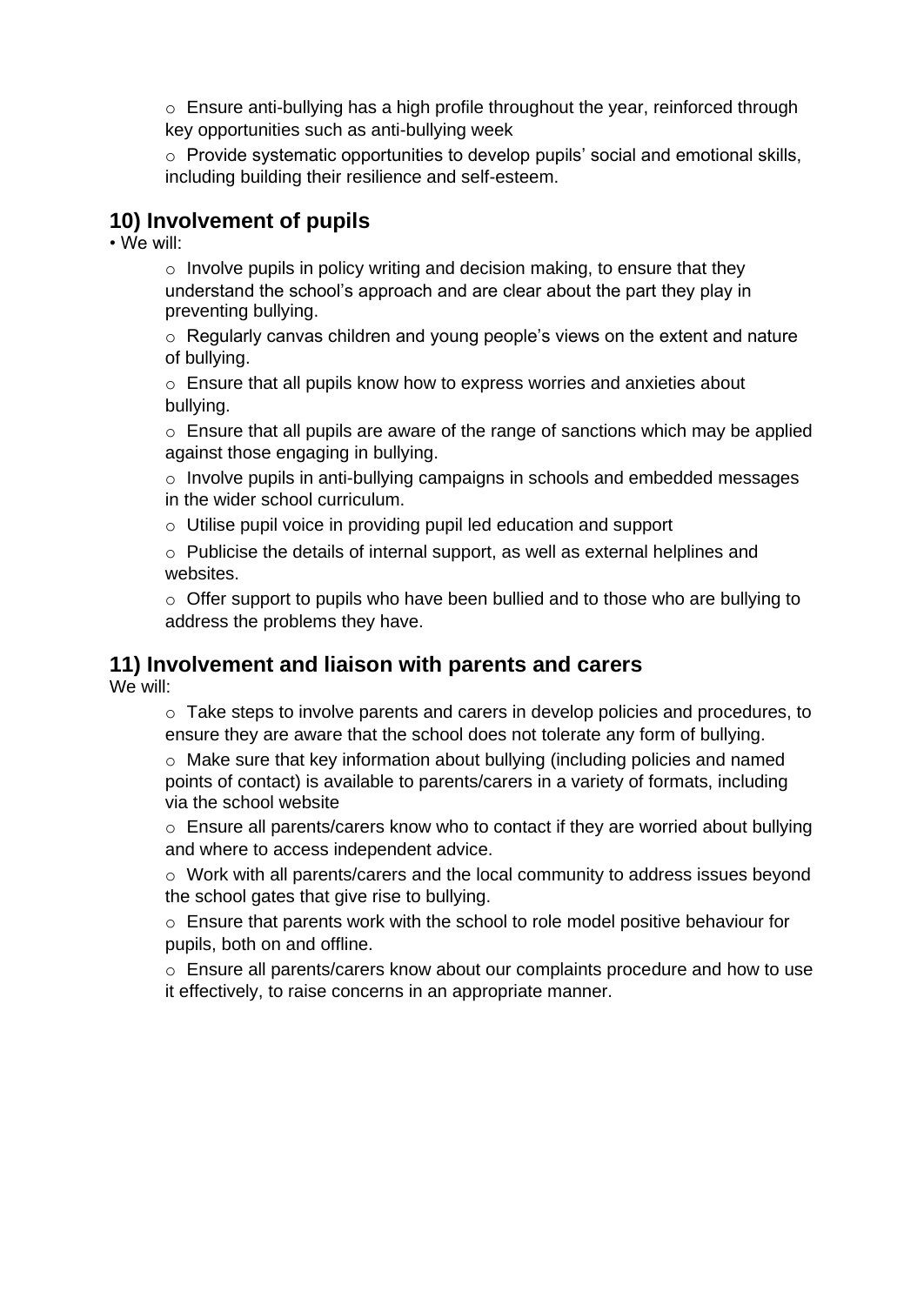- Ensure anti-bullying has a high profile throughout the year, reinforced through key opportunities such as anti-bullying week
- Provide systematic opportunities to develop pupils' social and emotional skills, including building their resilience and self-esteem.

## 10) Involvement of pupils

• We will:

- Involve pupils in policy writing and decision making, to ensure that they understand the school's approach and are clear about the part they play in preventing bullying.
- Regularly canvas children and young people's views on the extent and nature of bullying.
- Ensure that all pupils know how to express worries and anxieties about bullying.
- Ensure that all pupils are aware of the range of sanctions which may be applied against those engaging in bullying.
- Involve pupils in anti-bullying campaigns in schools and embedded messages in the wider school curriculum.
- Utilise pupil voice in providing pupil led education and support
- Publicise the details of internal support, as well as external helplines and websites.
- Offer support to pupils who have been bullied and to those who are bullying to address the problems they have.

## 11) Involvement and liaison with parents and carers

We will:

- Take steps to involve parents and carers in develop policies and procedures, to ensure they are aware that the school does not tolerate any form of bullying.
- Make sure that key information about bullying (including policies and named points of contact) is available to parents/carers in a variety of formats, including via the school website
- Ensure all parents/carers know who to contact if they are worried about bullying and where to access independent advice.
- Work with all parents/carers and the local community to address issues beyond the school gates that give rise to bullying.
- Ensure that parents work with the school to role model positive behaviour for pupils, both on and offline.
- Ensure all parents/carers know about our complaints procedure and how to use it effectively, to raise concerns in an appropriate manner.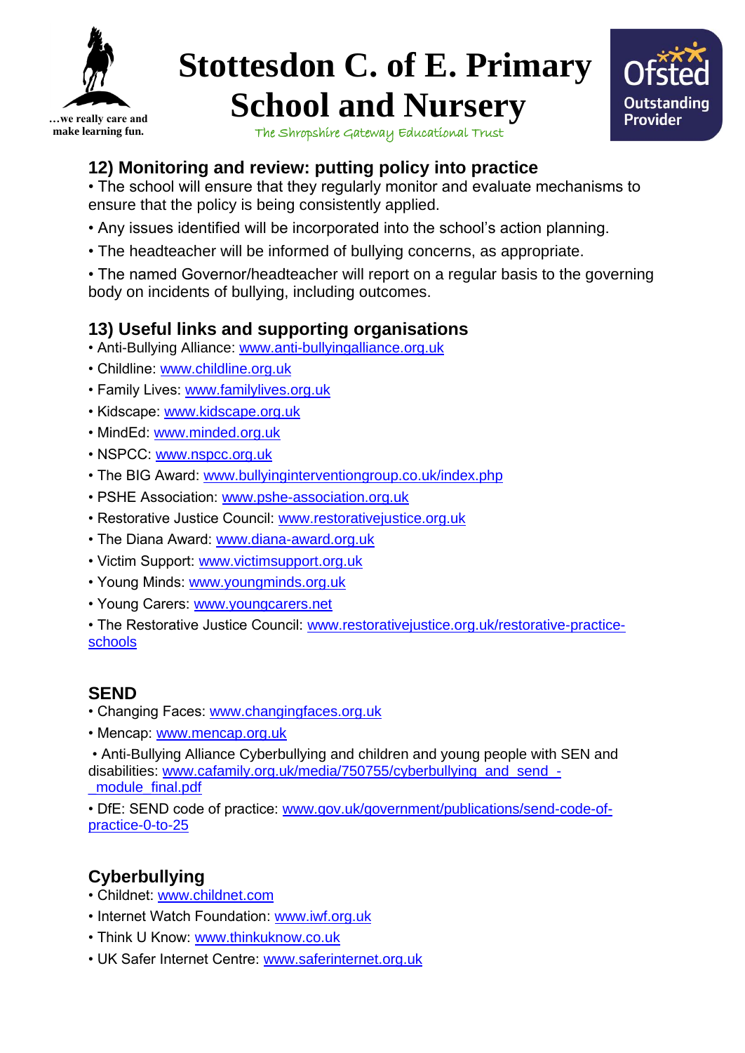## 12) Monitoring and review: putting policy into practice

- The school will ensure that they regularly monitor and evaluate mechanisms to ensure that the policy is being consistently applied.
- Any issues identified will be incorporated into the school's action planning.
- The headteacher will be informed of bullying concerns, as appropriate.
- The named Governor/headteacher will report on a regular basis to the governing body on incidents of bullying, including outcomes.

## 13) Useful links and supporting organisations

- Anti-Bullying Alliance: www.anti-bullyingalliance.org.uk
- Childline: www.childline.org.uk
- Family Lives: www.familylives.org.uk
- Kidscape: www.kidscape.org.uk
- MindEd: www.minded.org.uk
- NSPCC: www.nspcc.org.uk
- The BIG Award: www.bullyinginterventiongroup.co.uk/index.php
- PSHE Association: www.pshe-association.org.uk
- Restorative Justice Council: www.restorativejustice.org.uk
- The Diana Award: www.diana-award.org.uk
- Victim Support: www.victimsupport.org.uk
- Young Minds: www.youngminds.org.uk
- Young Carers: www.youngcarers.net
- The Restorative Justice Council: www.restorativejustice.org.uk/restorative-practice-schools

## SEND

- Changing Faces: www.changingfaces.org.uk
- Mencap: www.mencap.org.uk
- Anti-Bullying Alliance Cyberbullying and children and young people with SEN and disabilities: www.cafamily.org.uk/media/750755/cyberbullying_and_send_-_module_final.pdf
- DfE: SEND code of practice: www.gov.uk/government/publications/send-code-of-practice-0-to-25

## Cyberbullying

- Childnet: www.childnet.com
- Internet Watch Foundation: www.iwf.org.uk
- Think U Know: www.thinkuknow.co.uk
- UK Safer Internet Centre: www.saferinternet.org.uk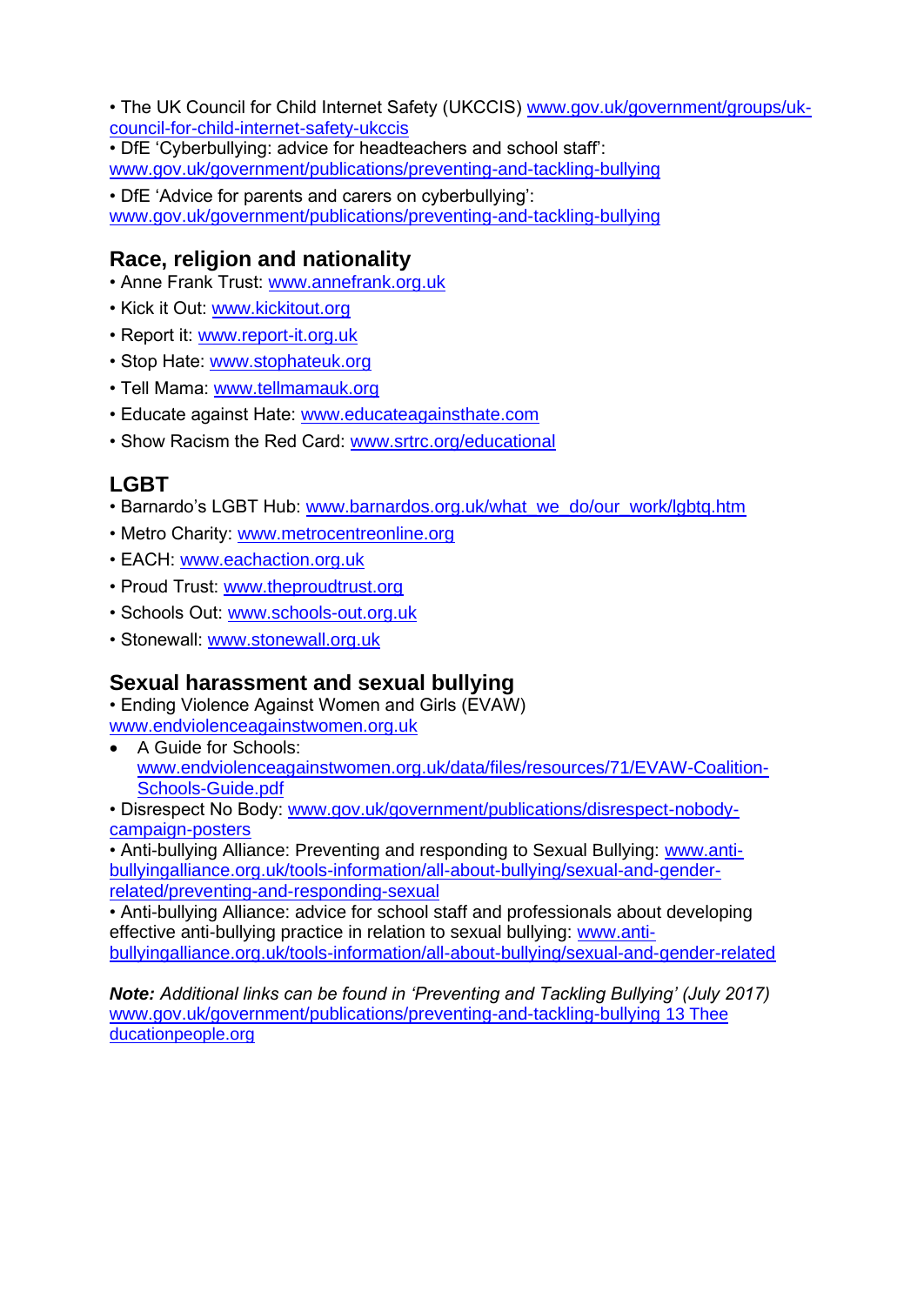- The UK Council for Child Internet Safety (UKCCIS) www.gov.uk/government/groups/uk-council-for-child-internet-safety-ukccis
- DfE 'Cyberbullying: advice for headteachers and school staff': www.gov.uk/government/publications/preventing-and-tackling-bullying
- DfE 'Advice for parents and carers on cyberbullying': www.gov.uk/government/publications/preventing-and-tackling-bullying

## Race, religion and nationality

- Anne Frank Trust: www.annefrank.org.uk
- Kick it Out: www.kickitout.org
- Report it: www.report-it.org.uk
- Stop Hate: www.stophateuk.org
- Tell Mama: www.tellmamauk.org
- Educate against Hate: www.educateagainsthate.com
- Show Racism the Red Card: www.srtrc.org/educational

## LGBT

- Barnardo's LGBT Hub: www.barnardos.org.uk/what_we_do/our_work/lgbtq.htm
- Metro Charity: www.metrocentreonline.org
- EACH: www.eachaction.org.uk
- Proud Trust: www.theproudtrust.org
- Schools Out: www.schools-out.org.uk
- Stonewall: www.stonewall.org.uk

## Sexual harassment and sexual bullying

- Ending Violence Against Women and Girls (EVAW) www.endviolenceagainstwomen.org.uk
  - A Guide for Schools: www.endviolenceagainstwomen.org.uk/data/files/resources/71/EVAW-Coalition-Schools-Guide.pdf
- Disrespect No Body: www.gov.uk/government/publications/disrespect-nobody-campaign-posters
- Anti-bullying Alliance: Preventing and responding to Sexual Bullying: www.anti-bullyingalliance.org.uk/tools-information/all-about-bullying/sexual-and-gender-related/preventing-and-responding-sexual
- Anti-bullying Alliance: advice for school staff and professionals about developing effective anti-bullying practice in relation to sexual bullying: www.anti-bullyingalliance.org.uk/tools-information/all-about-bullying/sexual-and-gender-related

***Note:*** *Additional links can be found in 'Preventing and Tackling Bullying' (July 2017)* www.gov.uk/government/publications/preventing-and-tackling-bullying 13 Theeducationpeople.org